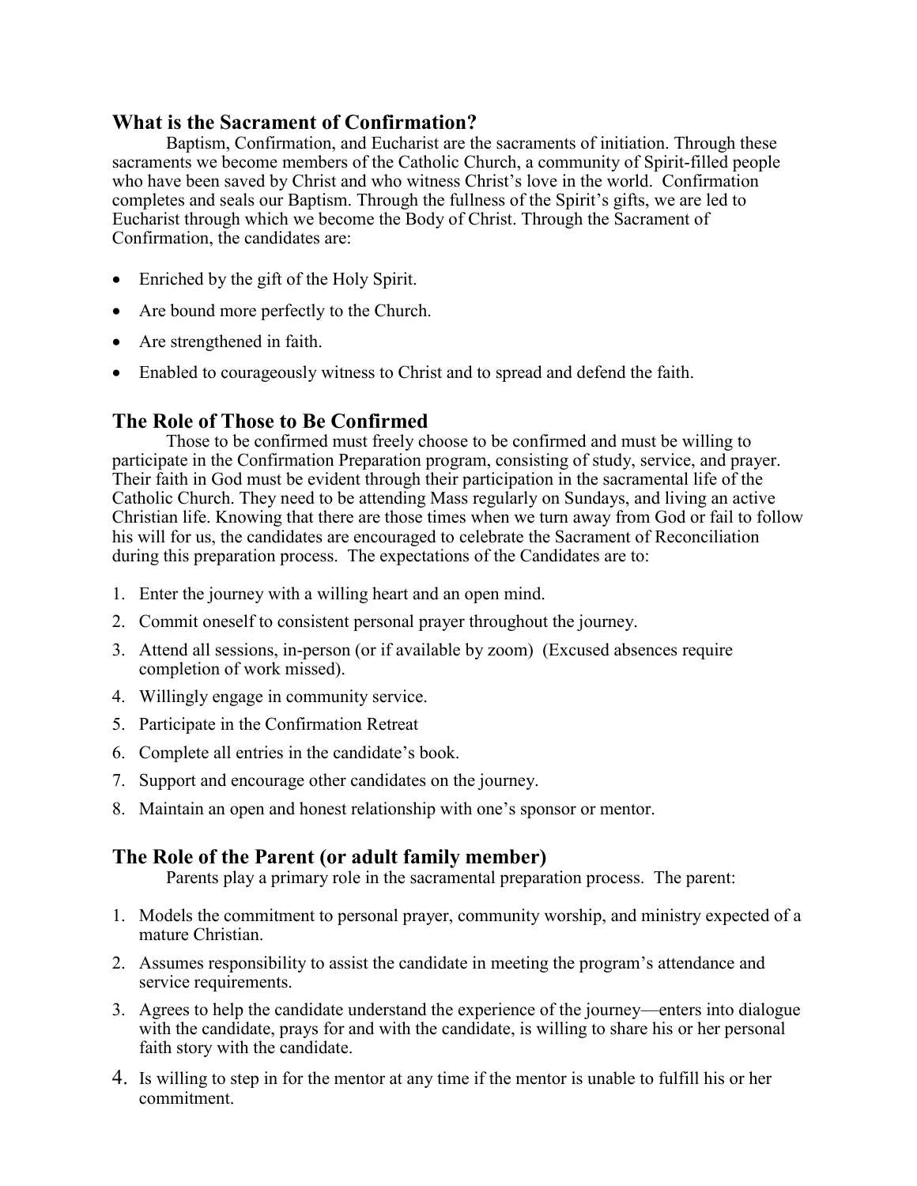## What is the Sacrament of Confirmation?

Baptism, Confirmation, and Eucharist are the sacraments of initiation. Through these sacraments we become members of the Catholic Church, a community of Spirit-filled people who have been saved by Christ and who witness Christ's love in the world. Confirmation completes and seals our Baptism. Through the fullness of the Spirit's gifts, we are led to Eucharist through which we become the Body of Christ. Through the Sacrament of Confirmation, the candidates are:

- Enriched by the gift of the Holy Spirit.
- Are bound more perfectly to the Church.
- Are strengthened in faith.
- Enabled to courageously witness to Christ and to spread and defend the faith.

## The Role of Those to Be Confirmed

Those to be confirmed must freely choose to be confirmed and must be willing to participate in the Confirmation Preparation program, consisting of study, service, and prayer. Their faith in God must be evident through their participation in the sacramental life of the Catholic Church. They need to be attending Mass regularly on Sundays, and living an active Christian life. Knowing that there are those times when we turn away from God or fail to follow his will for us, the candidates are encouraged to celebrate the Sacrament of Reconciliation during this preparation process. The expectations of the Candidates are to:

1. Enter the journey with a willing heart and an open mind.
2. Commit oneself to consistent personal prayer throughout the journey.
3. Attend all sessions, in-person (or if available by zoom) (Excused absences require completion of work missed).
4. Willingly engage in community service.
5. Participate in the Confirmation Retreat
6. Complete all entries in the candidate's book.
7. Support and encourage other candidates on the journey.
8. Maintain an open and honest relationship with one's sponsor or mentor.

## The Role of the Parent (or adult family member)

Parents play a primary role in the sacramental preparation process. The parent:

1. Models the commitment to personal prayer, community worship, and ministry expected of a mature Christian.
2. Assumes responsibility to assist the candidate in meeting the program's attendance and service requirements.
3. Agrees to help the candidate understand the experience of the journey—enters into dialogue with the candidate, prays for and with the candidate, is willing to share his or her personal faith story with the candidate.
4. Is willing to step in for the mentor at any time if the mentor is unable to fulfill his or her commitment.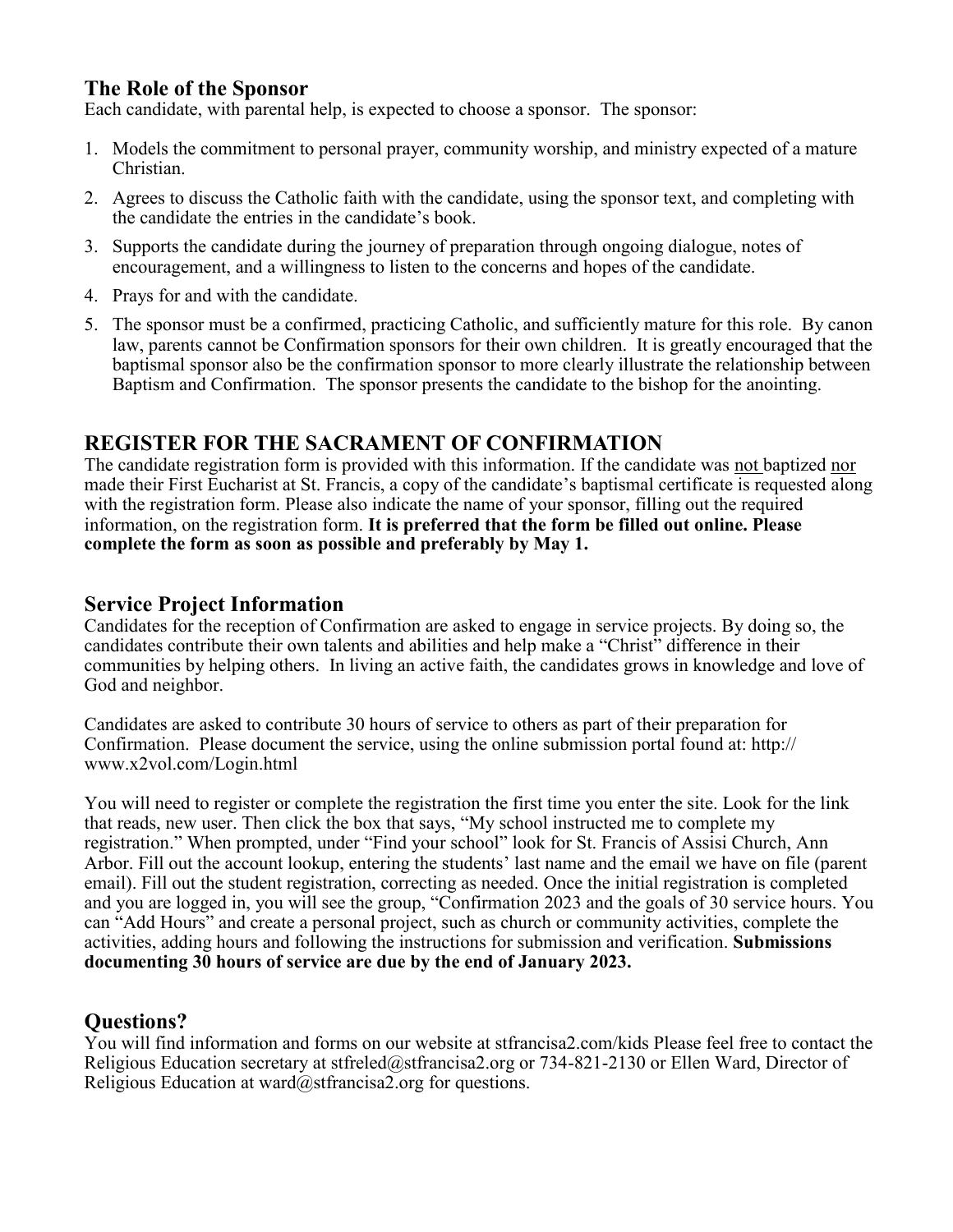## The Role of the Sponsor

Each candidate, with parental help, is expected to choose a sponsor. The sponsor:

1. Models the commitment to personal prayer, community worship, and ministry expected of a mature Christian.
2. Agrees to discuss the Catholic faith with the candidate, using the sponsor text, and completing with the candidate the entries in the candidate's book.
3. Supports the candidate during the journey of preparation through ongoing dialogue, notes of encouragement, and a willingness to listen to the concerns and hopes of the candidate.
4. Prays for and with the candidate.
5. The sponsor must be a confirmed, practicing Catholic, and sufficiently mature for this role. By canon law, parents cannot be Confirmation sponsors for their own children. It is greatly encouraged that the baptismal sponsor also be the confirmation sponsor to more clearly illustrate the relationship between Baptism and Confirmation. The sponsor presents the candidate to the bishop for the anointing.

## REGISTER FOR THE SACRAMENT OF CONFIRMATION

The candidate registration form is provided with this information. If the candidate was not baptized nor made their First Eucharist at St. Francis, a copy of the candidate's baptismal certificate is requested along with the registration form. Please also indicate the name of your sponsor, filling out the required information, on the registration form. **It is preferred that the form be filled out online. Please complete the form as soon as possible and preferably by May 1.**

## Service Project Information

Candidates for the reception of Confirmation are asked to engage in service projects. By doing so, the candidates contribute their own talents and abilities and help make a "Christ" difference in their communities by helping others. In living an active faith, the candidates grows in knowledge and love of God and neighbor.

Candidates are asked to contribute 30 hours of service to others as part of their preparation for Confirmation. Please document the service, using the online submission portal found at: http://www.x2vol.com/Login.html

You will need to register or complete the registration the first time you enter the site. Look for the link that reads, new user. Then click the box that says, "My school instructed me to complete my registration." When prompted, under "Find your school" look for St. Francis of Assisi Church, Ann Arbor. Fill out the account lookup, entering the students' last name and the email we have on file (parent email). Fill out the student registration, correcting as needed. Once the initial registration is completed and you are logged in, you will see the group, "Confirmation 2023 and the goals of 30 service hours. You can "Add Hours" and create a personal project, such as church or community activities, complete the activities, adding hours and following the instructions for submission and verification. **Submissions documenting 30 hours of service are due by the end of January 2023.**

## Questions?

You will find information and forms on our website at stfrancisa2.com/kids Please feel free to contact the Religious Education secretary at stfreled@stfrancisa2.org or 734-821-2130 or Ellen Ward, Director of Religious Education at ward@stfrancisa2.org for questions.